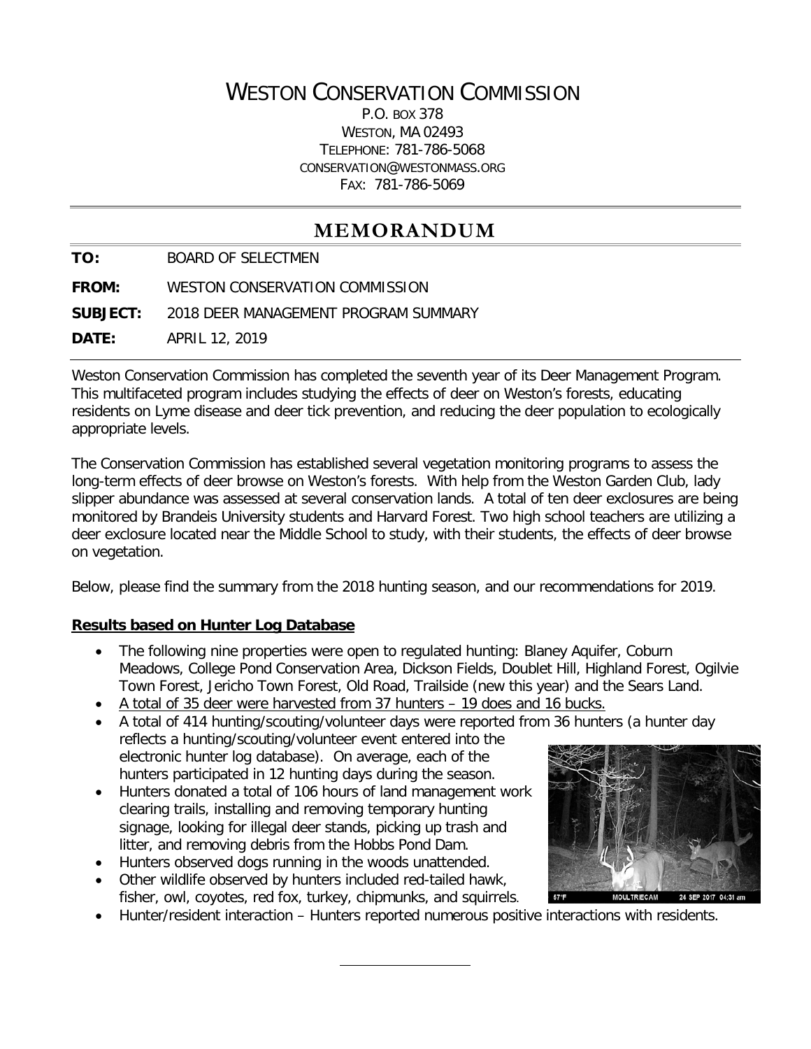# WESTON CONSERVATION COMMISSION

P.O. BOX 378
WESTON, MA 02493
TELEPHONE: 781-786-5068
CONSERVATION@WESTONMASS.ORG
FAX: 781-786-5069

## MEMORANDUM

**TO:** BOARD OF SELECTMEN

**FROM:** WESTON CONSERVATION COMMISSION

**SUBJECT:** 2018 DEER MANAGEMENT PROGRAM SUMMARY

**DATE:** APRIL 12, 2019

Weston Conservation Commission has completed the seventh year of its Deer Management Program. This multifaceted program includes studying the effects of deer on Weston's forests, educating residents on Lyme disease and deer tick prevention, and reducing the deer population to ecologically appropriate levels.

The Conservation Commission has established several vegetation monitoring programs to assess the long-term effects of deer browse on Weston's forests. With help from the Weston Garden Club, lady slipper abundance was assessed at several conservation lands. A total of ten deer exclosures are being monitored by Brandeis University students and Harvard Forest. Two high school teachers are utilizing a deer exclosure located near the Middle School to study, with their students, the effects of deer browse on vegetation.

Below, please find the summary from the 2018 hunting season, and our recommendations for 2019.

### Results based on Hunter Log Database

- The following nine properties were open to regulated hunting: Blaney Aquifer, Coburn Meadows, College Pond Conservation Area, Dickson Fields, Doublet Hill, Highland Forest, Ogilvie Town Forest, Jericho Town Forest, Old Road, Trailside (new this year) and the Sears Land.
- A total of 35 deer were harvested from 37 hunters – 19 does and 16 bucks.
- A total of 414 hunting/scouting/volunteer days were reported from 36 hunters (a hunter day reflects a hunting/scouting/volunteer event entered into the electronic hunter log database). On average, each of the hunters participated in 12 hunting days during the season.
- Hunters donated a total of 106 hours of land management work clearing trails, installing and removing temporary hunting signage, looking for illegal deer stands, picking up trash and litter, and removing debris from the Hobbs Pond Dam.
- Hunters observed dogs running in the woods unattended.
- Other wildlife observed by hunters included red-tailed hawk, fisher, owl, coyotes, red fox, turkey, chipmunks, and squirrels.
- Hunter/resident interaction – Hunters reported numerous positive interactions with residents.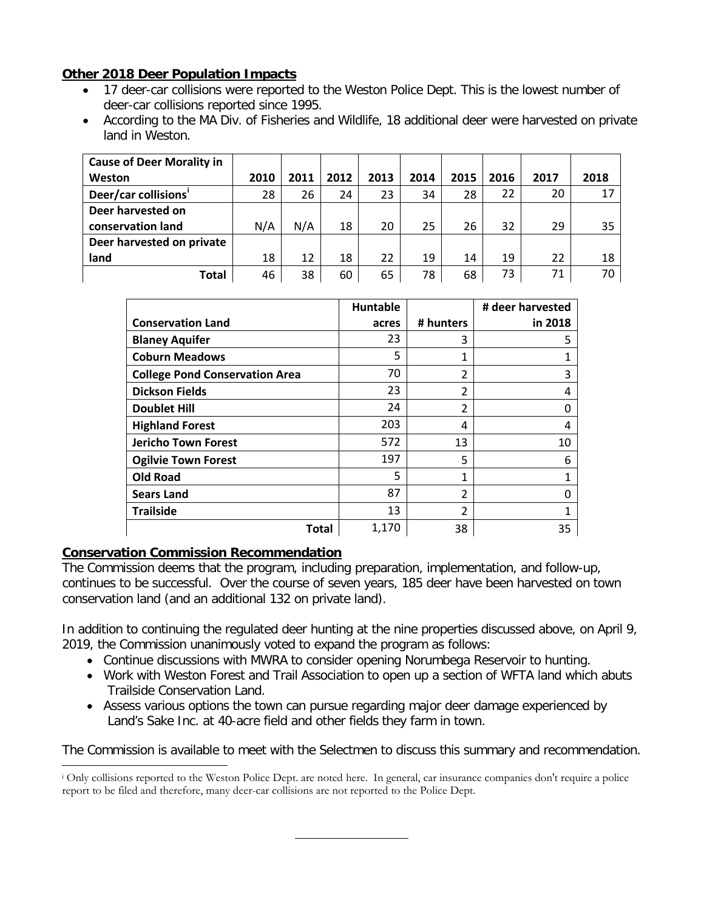**Other 2018 Deer Population Impacts**

- 17 deer-car collisions were reported to the Weston Police Dept. This is the lowest number of deer-car collisions reported since 1995.
- According to the MA Div. of Fisheries and Wildlife, 18 additional deer were harvested on private land in Weston.

| Cause of Deer Morality in Weston | 2010 | 2011 | 2012 | 2013 | 2014 | 2015 | 2016 | 2017 | 2018 |
|---|---|---|---|---|---|---|---|---|---|
| Deer/car collisions[i] | 28 | 26 | 24 | 23 | 34 | 28 | 22 | 20 | 17 |
| Deer harvested on conservation land | N/A | N/A | 18 | 20 | 25 | 26 | 32 | 29 | 35 |
| Deer harvested on private land | 18 | 12 | 18 | 22 | 19 | 14 | 19 | 22 | 18 |
| Total | 46 | 38 | 60 | 65 | 78 | 68 | 73 | 71 | 70 |

| Conservation Land | Huntable acres | # hunters | # deer harvested in 2018 |
|---|---|---|---|
| Blaney Aquifer | 23 | 3 | 5 |
| Coburn Meadows | 5 | 1 | 1 |
| College Pond Conservation Area | 70 | 2 | 3 |
| Dickson Fields | 23 | 2 | 4 |
| Doublet Hill | 24 | 2 | 0 |
| Highland Forest | 203 | 4 | 4 |
| Jericho Town Forest | 572 | 13 | 10 |
| Ogilvie Town Forest | 197 | 5 | 6 |
| Old Road | 5 | 1 | 1 |
| Sears Land | 87 | 2 | 0 |
| Trailside | 13 | 2 | 1 |
| Total | 1,170 | 38 | 35 |

**Conservation Commission Recommendation**

The Commission deems that the program, including preparation, implementation, and follow-up, continues to be successful. Over the course of seven years, 185 deer have been harvested on town conservation land (and an additional 132 on private land).

In addition to continuing the regulated deer hunting at the nine properties discussed above, on April 9, 2019, the Commission unanimously voted to expand the program as follows:

- Continue discussions with MWRA to consider opening Norumbega Reservoir to hunting.
- Work with Weston Forest and Trail Association to open up a section of WFTA land which abuts Trailside Conservation Land.
- Assess various options the town can pursue regarding major deer damage experienced by Land's Sake Inc. at 40-acre field and other fields they farm in town.

The Commission is available to meet with the Selectmen to discuss this summary and recommendation.

[i] Only collisions reported to the Weston Police Dept. are noted here. In general, car insurance companies don't require a police report to be filed and therefore, many deer-car collisions are not reported to the Police Dept.